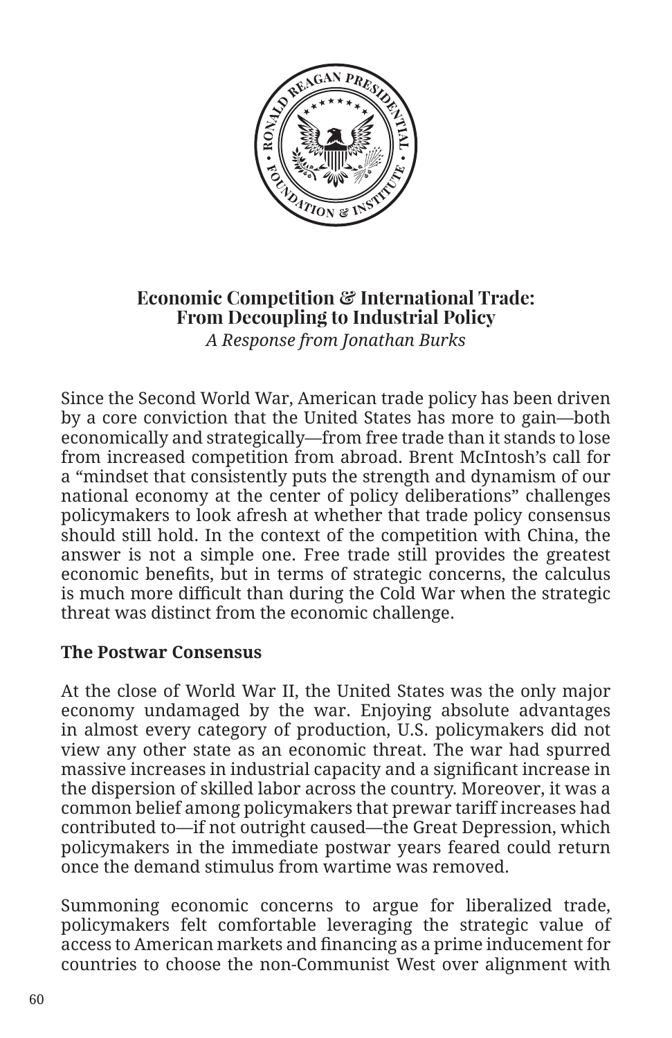# Economic Competition & International Trade: From Decoupling to Industrial Policy

*A Response from Jonathan Burks*

Since the Second World War, American trade policy has been driven by a core conviction that the United States has more to gain—both economically and strategically—from free trade than it stands to lose from increased competition from abroad. Brent McIntosh's call for a "mindset that consistently puts the strength and dynamism of our national economy at the center of policy deliberations" challenges policymakers to look afresh at whether that trade policy consensus should still hold. In the context of the competition with China, the answer is not a simple one. Free trade still provides the greatest economic benefits, but in terms of strategic concerns, the calculus is much more difficult than during the Cold War when the strategic threat was distinct from the economic challenge.

## The Postwar Consensus

At the close of World War II, the United States was the only major economy undamaged by the war. Enjoying absolute advantages in almost every category of production, U.S. policymakers did not view any other state as an economic threat. The war had spurred massive increases in industrial capacity and a significant increase in the dispersion of skilled labor across the country. Moreover, it was a common belief among policymakers that prewar tariff increases had contributed to—if not outright caused—the Great Depression, which policymakers in the immediate postwar years feared could return once the demand stimulus from wartime was removed.

Summoning economic concerns to argue for liberalized trade, policymakers felt comfortable leveraging the strategic value of access to American markets and financing as a prime inducement for countries to choose the non-Communist West over alignment with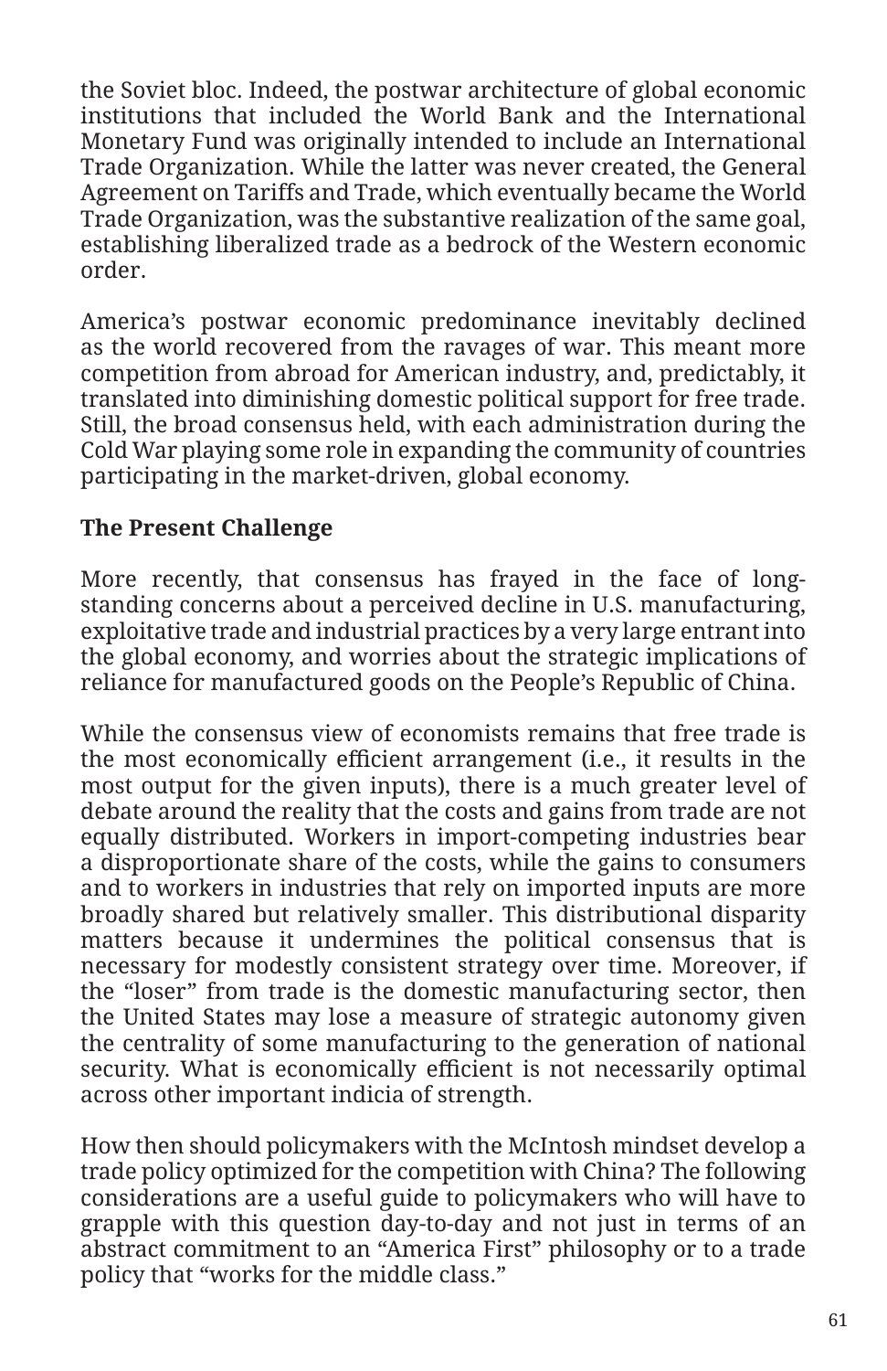the Soviet bloc. Indeed, the postwar architecture of global economic institutions that included the World Bank and the International Monetary Fund was originally intended to include an International Trade Organization. While the latter was never created, the General Agreement on Tariffs and Trade, which eventually became the World Trade Organization, was the substantive realization of the same goal, establishing liberalized trade as a bedrock of the Western economic order.

America's postwar economic predominance inevitably declined as the world recovered from the ravages of war. This meant more competition from abroad for American industry, and, predictably, it translated into diminishing domestic political support for free trade. Still, the broad consensus held, with each administration during the Cold War playing some role in expanding the community of countries participating in the market-driven, global economy.

### The Present Challenge

More recently, that consensus has frayed in the face of long-standing concerns about a perceived decline in U.S. manufacturing, exploitative trade and industrial practices by a very large entrant into the global economy, and worries about the strategic implications of reliance for manufactured goods on the People's Republic of China.

While the consensus view of economists remains that free trade is the most economically efficient arrangement (i.e., it results in the most output for the given inputs), there is a much greater level of debate around the reality that the costs and gains from trade are not equally distributed. Workers in import-competing industries bear a disproportionate share of the costs, while the gains to consumers and to workers in industries that rely on imported inputs are more broadly shared but relatively smaller. This distributional disparity matters because it undermines the political consensus that is necessary for modestly consistent strategy over time. Moreover, if the "loser" from trade is the domestic manufacturing sector, then the United States may lose a measure of strategic autonomy given the centrality of some manufacturing to the generation of national security. What is economically efficient is not necessarily optimal across other important indicia of strength.

How then should policymakers with the McIntosh mindset develop a trade policy optimized for the competition with China? The following considerations are a useful guide to policymakers who will have to grapple with this question day-to-day and not just in terms of an abstract commitment to an "America First" philosophy or to a trade policy that "works for the middle class."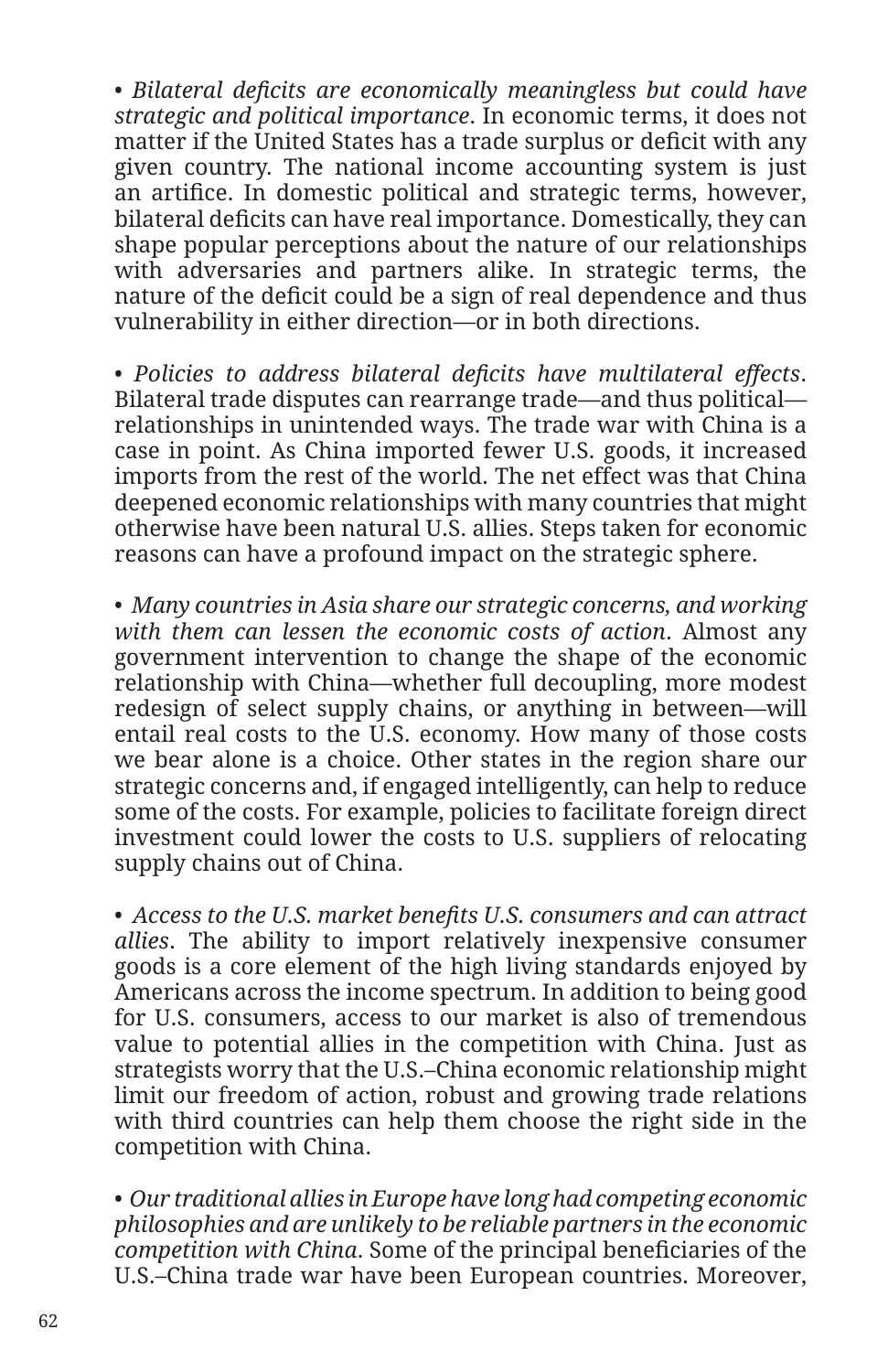• *Bilateral deficits are economically meaningless but could have strategic and political importance*. In economic terms, it does not matter if the United States has a trade surplus or deficit with any given country. The national income accounting system is just an artifice. In domestic political and strategic terms, however, bilateral deficits can have real importance. Domestically, they can shape popular perceptions about the nature of our relationships with adversaries and partners alike. In strategic terms, the nature of the deficit could be a sign of real dependence and thus vulnerability in either direction—or in both directions.

• *Policies to address bilateral deficits have multilateral effects*. Bilateral trade disputes can rearrange trade—and thus political—relationships in unintended ways. The trade war with China is a case in point. As China imported fewer U.S. goods, it increased imports from the rest of the world. The net effect was that China deepened economic relationships with many countries that might otherwise have been natural U.S. allies. Steps taken for economic reasons can have a profound impact on the strategic sphere.

• *Many countries in Asia share our strategic concerns, and working with them can lessen the economic costs of action*. Almost any government intervention to change the shape of the economic relationship with China—whether full decoupling, more modest redesign of select supply chains, or anything in between—will entail real costs to the U.S. economy. How many of those costs we bear alone is a choice. Other states in the region share our strategic concerns and, if engaged intelligently, can help to reduce some of the costs. For example, policies to facilitate foreign direct investment could lower the costs to U.S. suppliers of relocating supply chains out of China.

• *Access to the U.S. market benefits U.S. consumers and can attract allies*. The ability to import relatively inexpensive consumer goods is a core element of the high living standards enjoyed by Americans across the income spectrum. In addition to being good for U.S. consumers, access to our market is also of tremendous value to potential allies in the competition with China. Just as strategists worry that the U.S.–China economic relationship might limit our freedom of action, robust and growing trade relations with third countries can help them choose the right side in the competition with China.

• *Our traditional allies in Europe have long had competing economic philosophies and are unlikely to be reliable partners in the economic competition with China*. Some of the principal beneficiaries of the U.S.–China trade war have been European countries. Moreover,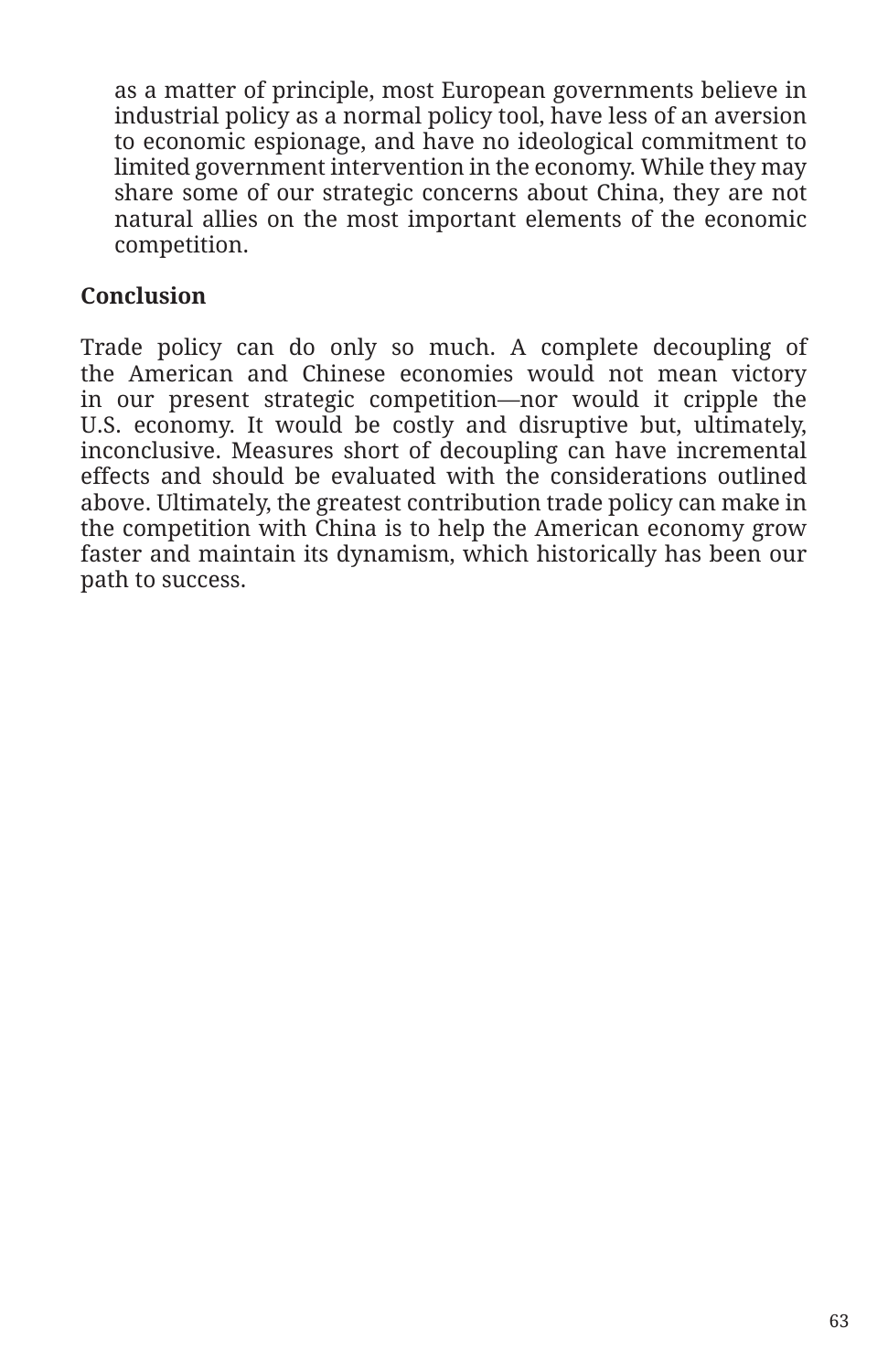as a matter of principle, most European governments believe in industrial policy as a normal policy tool, have less of an aversion to economic espionage, and have no ideological commitment to limited government intervention in the economy. While they may share some of our strategic concerns about China, they are not natural allies on the most important elements of the economic competition.

**Conclusion**

Trade policy can do only so much. A complete decoupling of the American and Chinese economies would not mean victory in our present strategic competition—nor would it cripple the U.S. economy. It would be costly and disruptive but, ultimately, inconclusive. Measures short of decoupling can have incremental effects and should be evaluated with the considerations outlined above. Ultimately, the greatest contribution trade policy can make in the competition with China is to help the American economy grow faster and maintain its dynamism, which historically has been our path to success.